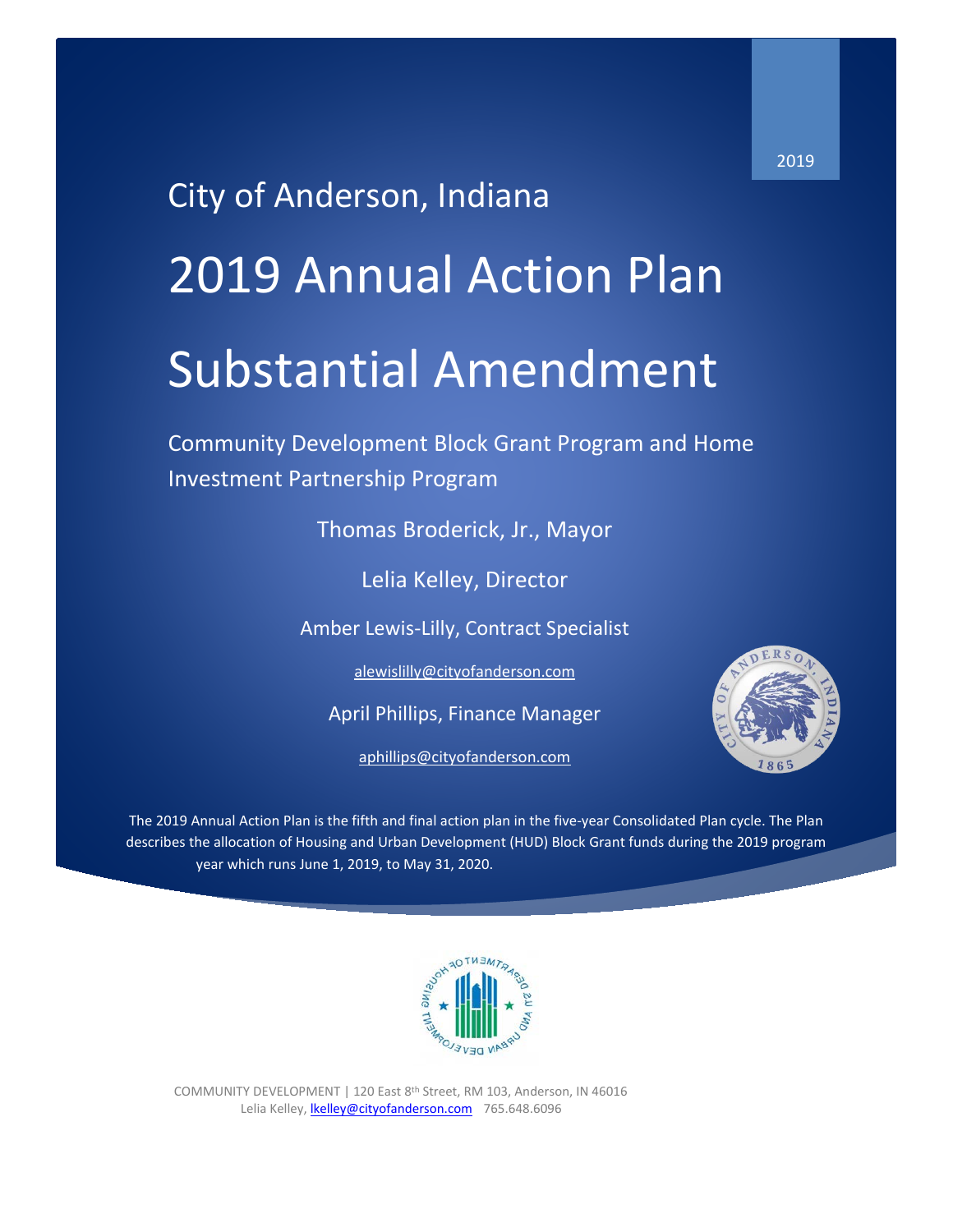2019

City of Anderson, Indiana

# 2019 Annual Action Plan

# Substantial Amendment

Community Development Block Grant Program and Home Investment Partnership Program

Thomas Broderick, Jr., Mayor

Lelia Kelley, Director

Amber Lewis-Lilly, Contract Specialist

alewislilly@cityofanderson.com

April Phillips, Finance Manager

aphillips@cityofanderson.com

The 2019 Annual Action Plan is the fifth and final action plan in the five-year Consolidated Plan cycle. The Plan describes the allocation of Housing and Urban Development (HUD) Block Grant funds during the 2019 program year which runs June 1, 2019, to May 31, 2020.

COMMUNITY DEVELOPMENT | 120 East 8th Street, RM 103, Anderson, IN 46016
Lelia Kelley, lkelley@cityofanderson.com 765.648.6096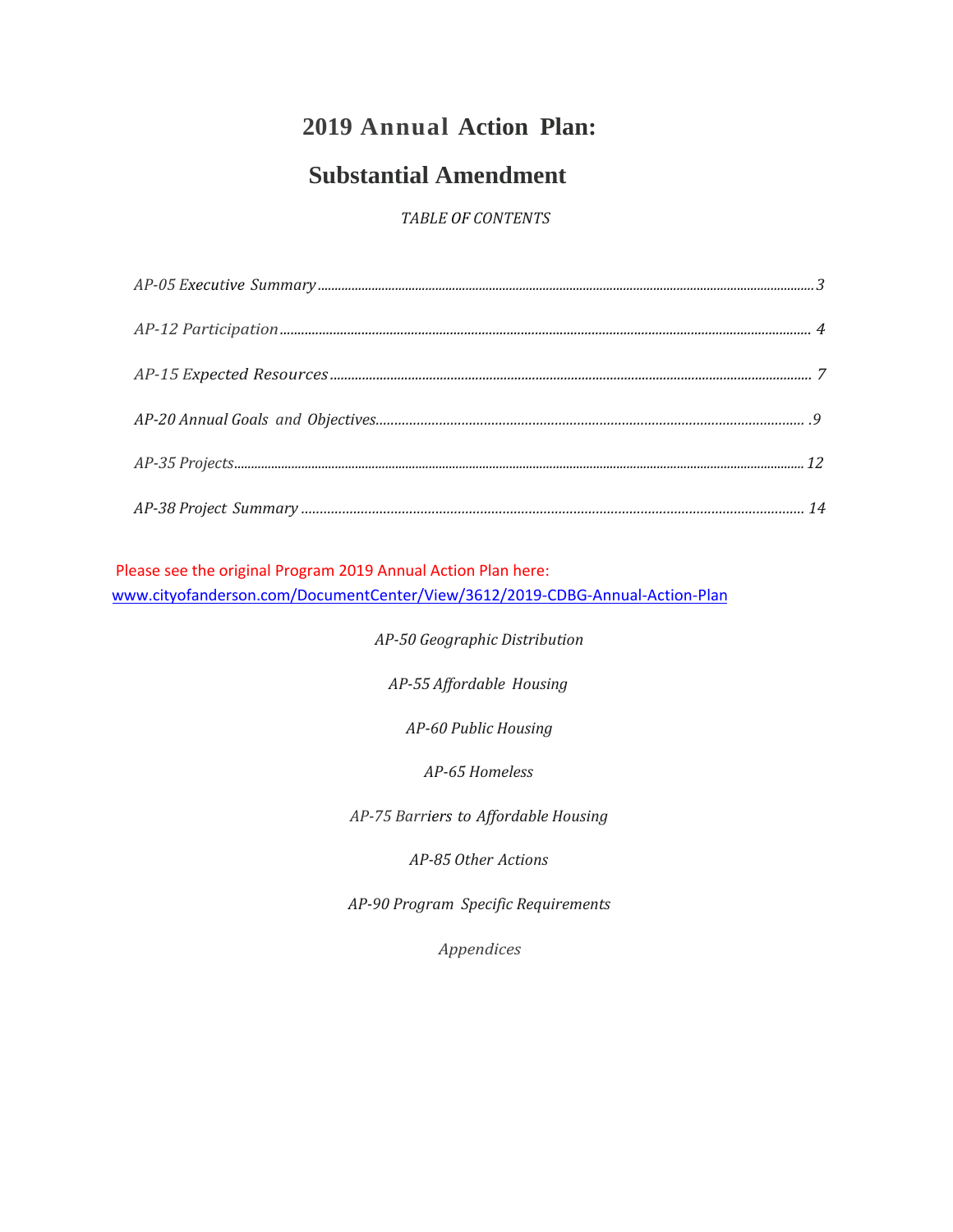# 2019 Annual Action Plan:

# Substantial Amendment

*TABLE OF CONTENTS*

*AP-05 Executive Summary* ........................................ 3

*AP-12 Participation* ........................................ 4

*AP-15 Expected Resources* ........................................ 7

*AP-20 Annual Goals and Objectives* ........................................ 9

*AP-35 Projects* ........................................ 12

*AP-38 Project Summary* ........................................ 14

Please see the original Program 2019 Annual Action Plan here:
www.cityofanderson.com/DocumentCenter/View/3612/2019-CDBG-Annual-Action-Plan

*AP-50 Geographic Distribution*

*AP-55 Affordable Housing*

*AP-60 Public Housing*

*AP-65 Homeless*

*AP-75 Barriers to Affordable Housing*

*AP-85 Other Actions*

*AP-90 Program Specific Requirements*

*Appendices*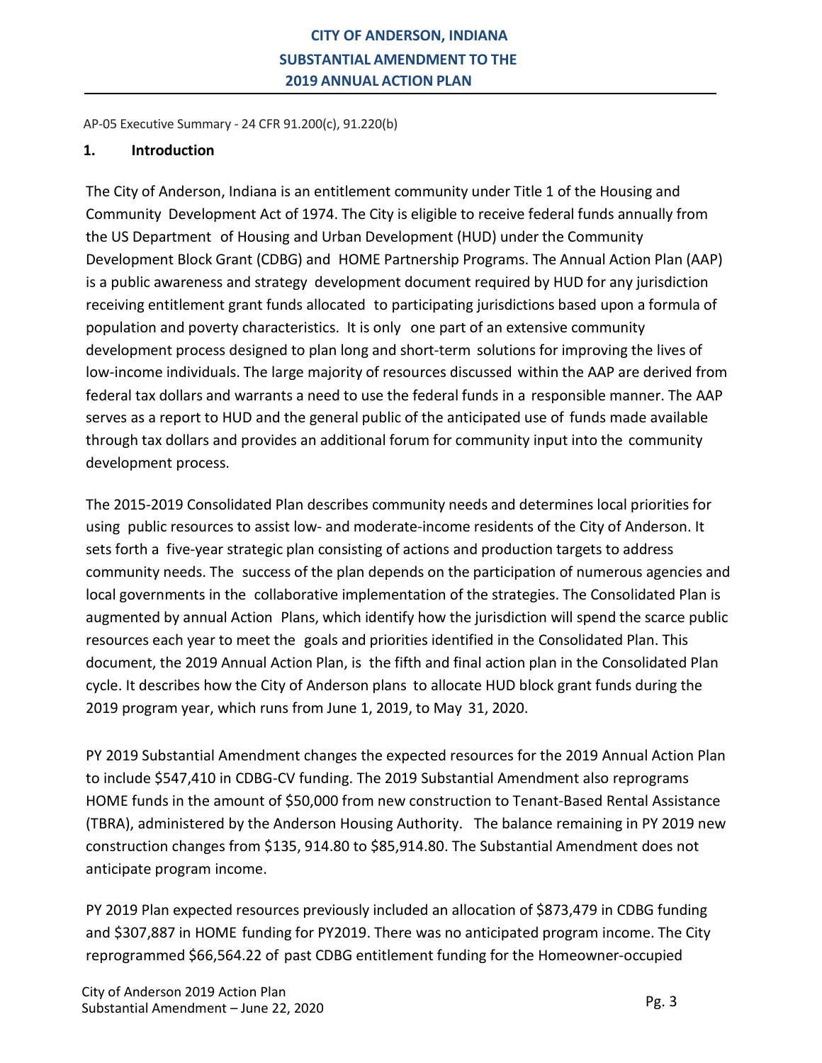AP-05 Executive Summary - 24 CFR 91.200(c), 91.220(b)

## 1. Introduction

The City of Anderson, Indiana is an entitlement community under Title 1 of the Housing and Community Development Act of 1974. The City is eligible to receive federal funds annually from the US Department of Housing and Urban Development (HUD) under the Community Development Block Grant (CDBG) and HOME Partnership Programs. The Annual Action Plan (AAP) is a public awareness and strategy development document required by HUD for any jurisdiction receiving entitlement grant funds allocated to participating jurisdictions based upon a formula of population and poverty characteristics. It is only one part of an extensive community development process designed to plan long and short-term solutions for improving the lives of low-income individuals. The large majority of resources discussed within the AAP are derived from federal tax dollars and warrants a need to use the federal funds in a responsible manner. The AAP serves as a report to HUD and the general public of the anticipated use of funds made available through tax dollars and provides an additional forum for community input into the community development process.

The 2015-2019 Consolidated Plan describes community needs and determines local priorities for using public resources to assist low- and moderate-income residents of the City of Anderson. It sets forth a five-year strategic plan consisting of actions and production targets to address community needs. The success of the plan depends on the participation of numerous agencies and local governments in the collaborative implementation of the strategies. The Consolidated Plan is augmented by annual Action Plans, which identify how the jurisdiction will spend the scarce public resources each year to meet the goals and priorities identified in the Consolidated Plan. This document, the 2019 Annual Action Plan, is the fifth and final action plan in the Consolidated Plan cycle. It describes how the City of Anderson plans to allocate HUD block grant funds during the 2019 program year, which runs from June 1, 2019, to May 31, 2020.

PY 2019 Substantial Amendment changes the expected resources for the 2019 Annual Action Plan to include $547,410 in CDBG-CV funding. The 2019 Substantial Amendment also reprograms HOME funds in the amount of $50,000 from new construction to Tenant-Based Rental Assistance (TBRA), administered by the Anderson Housing Authority. The balance remaining in PY 2019 new construction changes from $135, 914.80 to $85,914.80. The Substantial Amendment does not anticipate program income.

PY 2019 Plan expected resources previously included an allocation of $873,479 in CDBG funding and $307,887 in HOME funding for PY2019. There was no anticipated program income. The City reprogrammed $66,564.22 of past CDBG entitlement funding for the Homeowner-occupied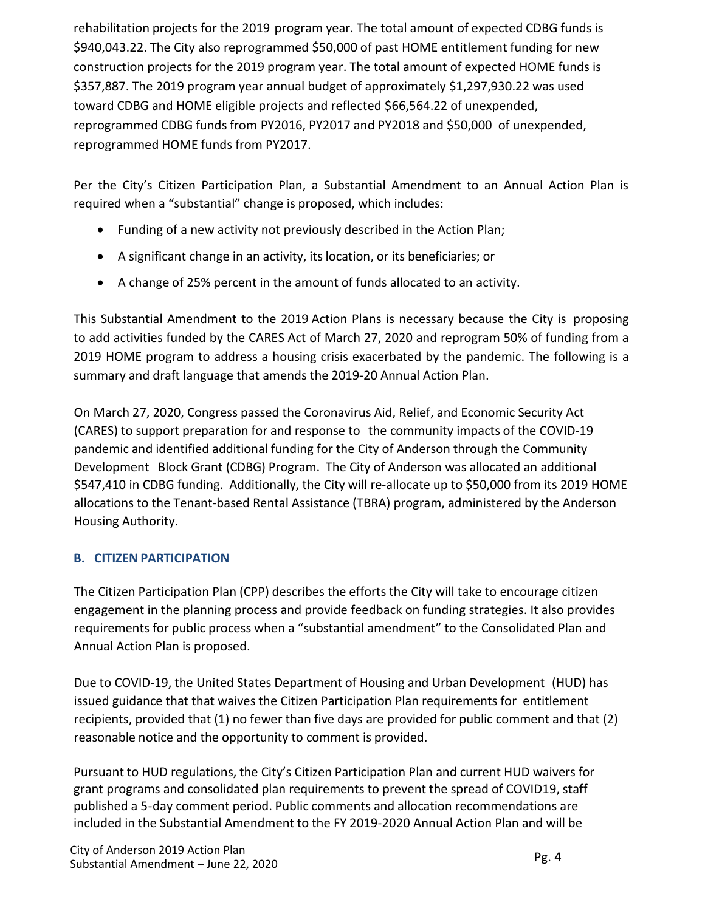rehabilitation projects for the 2019 program year. The total amount of expected CDBG funds is $940,043.22. The City also reprogrammed $50,000 of past HOME entitlement funding for new construction projects for the 2019 program year. The total amount of expected HOME funds is $357,887. The 2019 program year annual budget of approximately $1,297,930.22 was used toward CDBG and HOME eligible projects and reflected $66,564.22 of unexpended, reprogrammed CDBG funds from PY2016, PY2017 and PY2018 and $50,000 of unexpended, reprogrammed HOME funds from PY2017.

Per the City's Citizen Participation Plan, a Substantial Amendment to an Annual Action Plan is required when a "substantial" change is proposed, which includes:

- Funding of a new activity not previously described in the Action Plan;
- A significant change in an activity, its location, or its beneficiaries; or
- A change of 25% percent in the amount of funds allocated to an activity.

This Substantial Amendment to the 2019 Action Plans is necessary because the City is proposing to add activities funded by the CARES Act of March 27, 2020 and reprogram 50% of funding from a 2019 HOME program to address a housing crisis exacerbated by the pandemic. The following is a summary and draft language that amends the 2019-20 Annual Action Plan.

On March 27, 2020, Congress passed the Coronavirus Aid, Relief, and Economic Security Act (CARES) to support preparation for and response to the community impacts of the COVID-19 pandemic and identified additional funding for the City of Anderson through the Community Development Block Grant (CDBG) Program. The City of Anderson was allocated an additional $547,410 in CDBG funding. Additionally, the City will re-allocate up to $50,000 from its 2019 HOME allocations to the Tenant-based Rental Assistance (TBRA) program, administered by the Anderson Housing Authority.

## B. CITIZEN PARTICIPATION

The Citizen Participation Plan (CPP) describes the efforts the City will take to encourage citizen engagement in the planning process and provide feedback on funding strategies. It also provides requirements for public process when a "substantial amendment" to the Consolidated Plan and Annual Action Plan is proposed.

Due to COVID-19, the United States Department of Housing and Urban Development (HUD) has issued guidance that that waives the Citizen Participation Plan requirements for entitlement recipients, provided that (1) no fewer than five days are provided for public comment and that (2) reasonable notice and the opportunity to comment is provided.

Pursuant to HUD regulations, the City's Citizen Participation Plan and current HUD waivers for grant programs and consolidated plan requirements to prevent the spread of COVID19, staff published a 5-day comment period. Public comments and allocation recommendations are included in the Substantial Amendment to the FY 2019-2020 Annual Action Plan and will be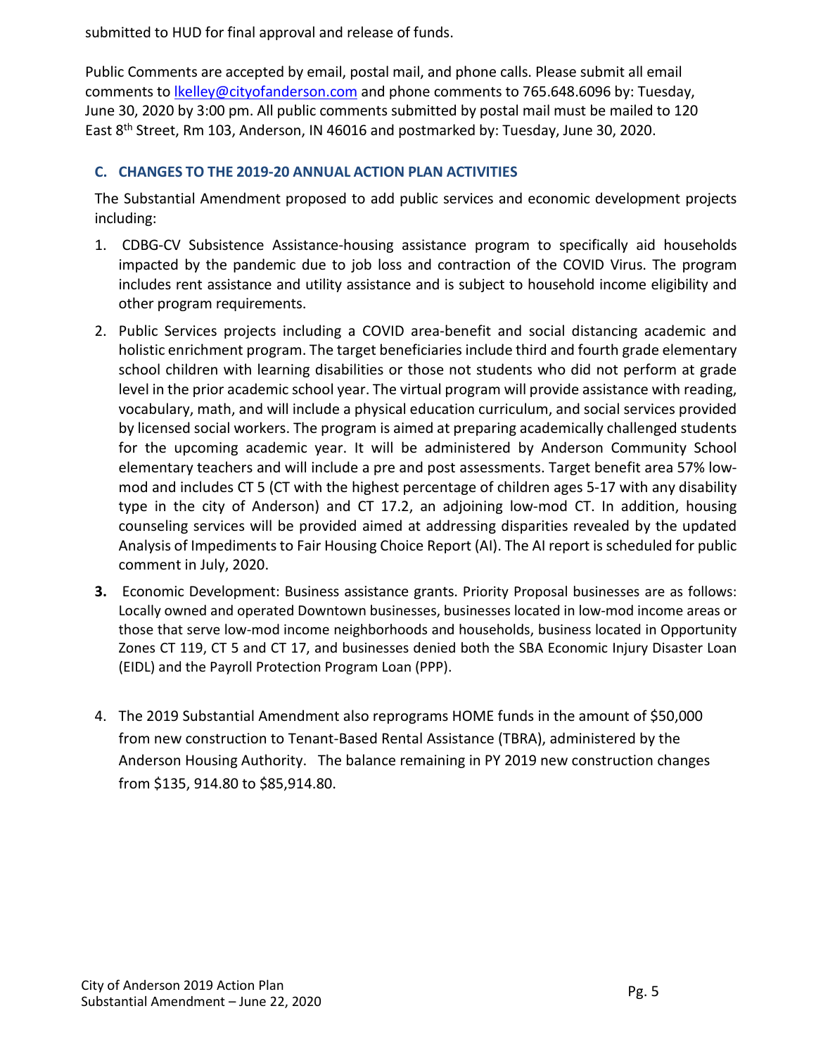submitted to HUD for final approval and release of funds.

Public Comments are accepted by email, postal mail, and phone calls. Please submit all email comments to lkelley@cityofanderson.com and phone comments to 765.648.6096 by: Tuesday, June 30, 2020 by 3:00 pm. All public comments submitted by postal mail must be mailed to 120 East 8th Street, Rm 103, Anderson, IN 46016 and postmarked by: Tuesday, June 30, 2020.

### C. CHANGES TO THE 2019-20 ANNUAL ACTION PLAN ACTIVITIES

The Substantial Amendment proposed to add public services and economic development projects including:

1. CDBG-CV Subsistence Assistance-housing assistance program to specifically aid households impacted by the pandemic due to job loss and contraction of the COVID Virus. The program includes rent assistance and utility assistance and is subject to household income eligibility and other program requirements.
2. Public Services projects including a COVID area-benefit and social distancing academic and holistic enrichment program. The target beneficiaries include third and fourth grade elementary school children with learning disabilities or those not students who did not perform at grade level in the prior academic school year. The virtual program will provide assistance with reading, vocabulary, math, and will include a physical education curriculum, and social services provided by licensed social workers. The program is aimed at preparing academically challenged students for the upcoming academic year. It will be administered by Anderson Community School elementary teachers and will include a pre and post assessments. Target benefit area 57% low-mod and includes CT 5 (CT with the highest percentage of children ages 5-17 with any disability type in the city of Anderson) and CT 17.2, an adjoining low-mod CT. In addition, housing counseling services will be provided aimed at addressing disparities revealed by the updated Analysis of Impediments to Fair Housing Choice Report (AI). The AI report is scheduled for public comment in July, 2020.
3. Economic Development: Business assistance grants. Priority Proposal businesses are as follows: Locally owned and operated Downtown businesses, businesses located in low-mod income areas or those that serve low-mod income neighborhoods and households, business located in Opportunity Zones CT 119, CT 5 and CT 17, and businesses denied both the SBA Economic Injury Disaster Loan (EIDL) and the Payroll Protection Program Loan (PPP).
4. The 2019 Substantial Amendment also reprograms HOME funds in the amount of $50,000 from new construction to Tenant-Based Rental Assistance (TBRA), administered by the Anderson Housing Authority. The balance remaining in PY 2019 new construction changes from $135, 914.80 to $85,914.80.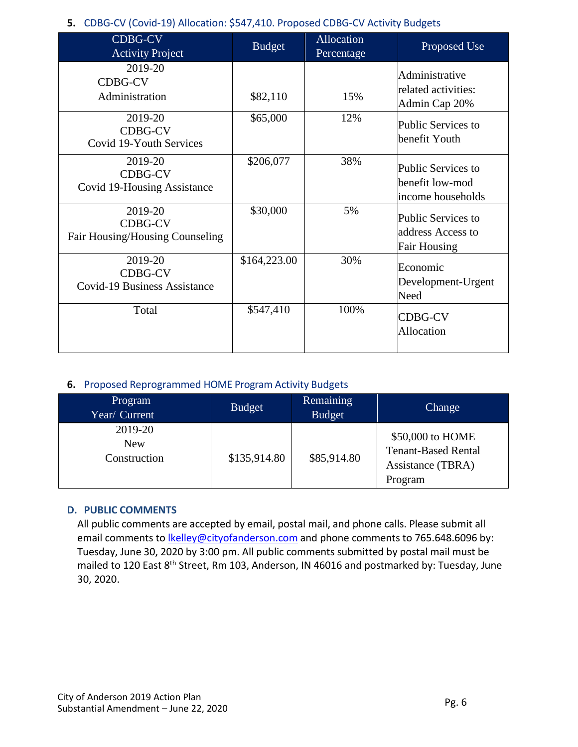**5.** CDBG-CV (Covid-19) Allocation: $547,410. Proposed CDBG-CV Activity Budgets

| CDBG-CV Activity Project | Budget | Allocation Percentage | Proposed Use |
|---|---|---|---|
| 2019-20 CDBG-CV Administration | $82,110 | 15% | Administrative related activities: Admin Cap 20% |
| 2019-20 CDBG-CV Covid 19-Youth Services | $65,000 | 12% | Public Services to benefit Youth |
| 2019-20 CDBG-CV Covid 19-Housing Assistance | $206,077 | 38% | Public Services to benefit low-mod income households |
| 2019-20 CDBG-CV Fair Housing/Housing Counseling | $30,000 | 5% | Public Services to address Access to Fair Housing |
| 2019-20 CDBG-CV Covid-19 Business Assistance | $164,223.00 | 30% | Economic Development-Urgent Need |
| Total | $547,410 | 100% | CDBG-CV Allocation |

**6.** Proposed Reprogrammed HOME Program Activity Budgets

| Program Year/ Current | Budget | Remaining Budget | Change |
|---|---|---|---|
| 2019-20 New Construction | $135,914.80 | $85,914.80 | $50,000 to HOME Tenant-Based Rental Assistance (TBRA) Program |

## D. PUBLIC COMMENTS

All public comments are accepted by email, postal mail, and phone calls. Please submit all email comments to lkelley@cityofanderson.com and phone comments to 765.648.6096 by: Tuesday, June 30, 2020 by 3:00 pm. All public comments submitted by postal mail must be mailed to 120 East 8th Street, Rm 103, Anderson, IN 46016 and postmarked by: Tuesday, June 30, 2020.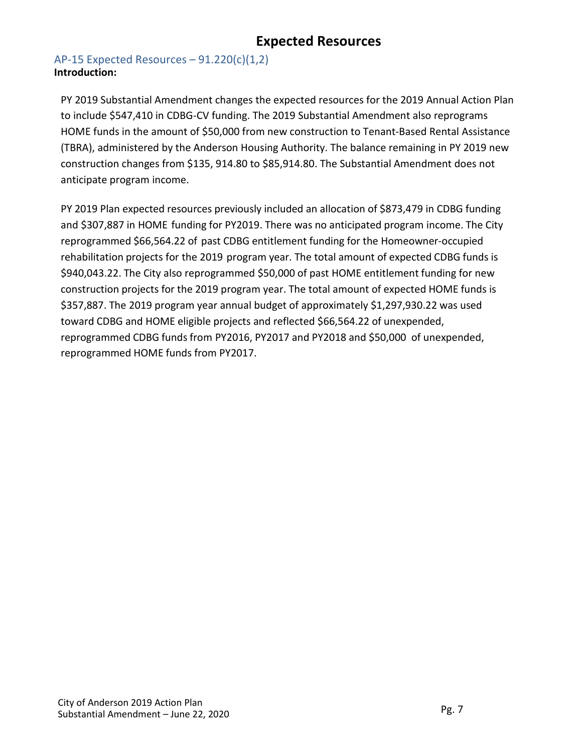# Expected Resources

## AP-15 Expected Resources – 91.220(c)(1,2)

**Introduction:**

PY 2019 Substantial Amendment changes the expected resources for the 2019 Annual Action Plan to include $547,410 in CDBG-CV funding. The 2019 Substantial Amendment also reprograms HOME funds in the amount of $50,000 from new construction to Tenant-Based Rental Assistance (TBRA), administered by the Anderson Housing Authority. The balance remaining in PY 2019 new construction changes from $135, 914.80 to $85,914.80. The Substantial Amendment does not anticipate program income.

PY 2019 Plan expected resources previously included an allocation of $873,479 in CDBG funding and $307,887 in HOME funding for PY2019. There was no anticipated program income. The City reprogrammed $66,564.22 of past CDBG entitlement funding for the Homeowner-occupied rehabilitation projects for the 2019 program year. The total amount of expected CDBG funds is $940,043.22. The City also reprogrammed $50,000 of past HOME entitlement funding for new construction projects for the 2019 program year. The total amount of expected HOME funds is $357,887. The 2019 program year annual budget of approximately $1,297,930.22 was used toward CDBG and HOME eligible projects and reflected $66,564.22 of unexpended, reprogrammed CDBG funds from PY2016, PY2017 and PY2018 and $50,000 of unexpended, reprogrammed HOME funds from PY2017.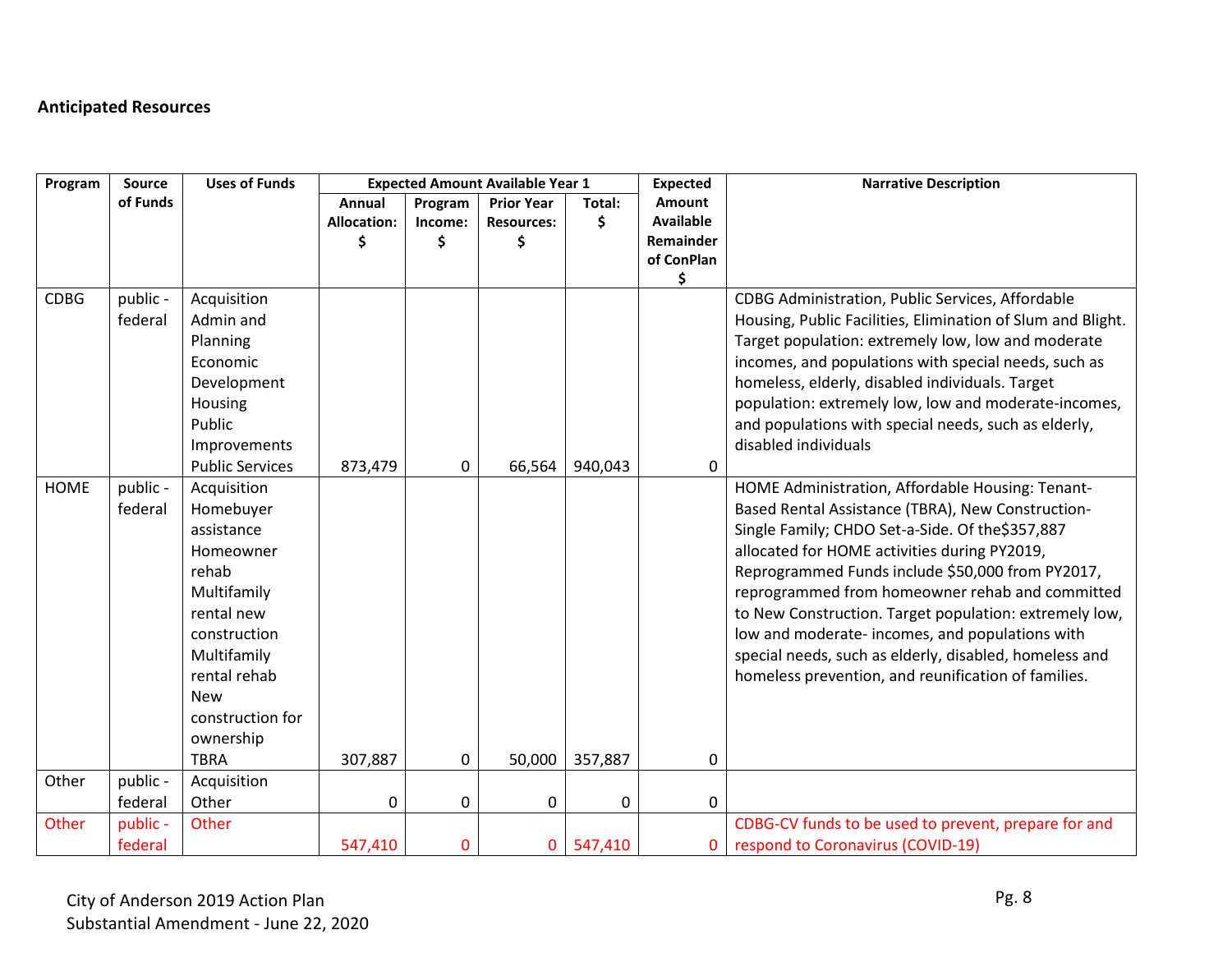**Anticipated Resources**

| Program | Source of Funds | Uses of Funds | Expected Amount Available Year 1 | | | | Expected Amount Available Remainder of ConPlan $ | Narrative Description |
|---|---|---|---|---|---|---|---|---|
| | | | Annual Allocation: $ | Program Income: $ | Prior Year Resources: $ | Total: $ | | |
| CDBG | public - federal | Acquisition Admin and Planning Economic Development Housing Public Improvements Public Services | 873,479 | 0 | 66,564 | 940,043 | 0 | CDBG Administration, Public Services, Affordable Housing, Public Facilities, Elimination of Slum and Blight. Target population: extremely low, low and moderate incomes, and populations with special needs, such as homeless, elderly, disabled individuals. Target population: extremely low, low and moderate-incomes, and populations with special needs, such as elderly, disabled individuals |
| HOME | public - federal | Acquisition Homebuyer assistance Homeowner rehab Multifamily rental new construction Multifamily rental rehab New construction for ownership TBRA | 307,887 | 0 | 50,000 | 357,887 | 0 | HOME Administration, Affordable Housing: Tenant-Based Rental Assistance (TBRA), New Construction-Single Family; CHDO Set-a-Side. Of the$357,887 allocated for HOME activities during PY2019, Reprogrammed Funds include $50,000 from PY2017, reprogrammed from homeowner rehab and committed to New Construction. Target population: extremely low, low and moderate- incomes, and populations with special needs, such as elderly, disabled, homeless and homeless prevention, and reunification of families. |
| Other | public - federal | Acquisition Other | 0 | 0 | 0 | 0 | 0 | |
| Other | public - federal | Other | 547,410 | 0 | 0 | 547,410 | 0 | CDBG-CV funds to be used to prevent, prepare for and respond to Coronavirus (COVID-19) |

City of Anderson 2019 Action Plan
Substantial Amendment - June 22, 2020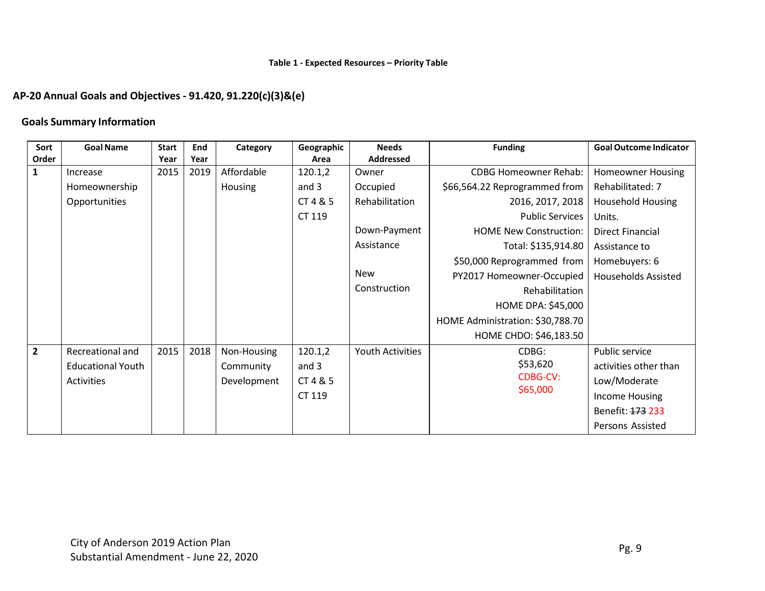**Table 1 - Expected Resources – Priority Table**

## AP-20 Annual Goals and Objectives - 91.420, 91.220(c)(3)&(e)

### Goals Summary Information

| Sort Order | Goal Name | Start Year | End Year | Category | Geographic Area | Needs Addressed | Funding | Goal Outcome Indicator |
|---|---|---|---|---|---|---|---|---|
| 1 | Increase Homeownership Opportunities | 2015 | 2019 | Affordable Housing | 120.1,2 and 3 CT 4 & 5 CT 119 | Owner Occupied Rehabilitation<br><br>Down-Payment Assistance<br><br>New Construction | CDBG Homeowner Rehab: $66,564.22 Reprogrammed from 2016, 2017, 2018 Public Services<br>HOME New Construction: Total: $135,914.80<br>$50,000 Reprogrammed from PY2017 Homeowner-Occupied Rehabilitation<br>HOME DPA: $45,000<br>HOME Administration: $30,788.70<br>HOME CHDO: $46,183.50 | Homeowner Housing Rehabilitated: 7 Household Housing Units.<br>Direct Financial Assistance to Homebuyers: 6 Households Assisted |
| 2 | Recreational and Educational Youth Activities | 2015 | 2018 | Non-Housing Community Development | 120.1,2 and 3 CT 4 & 5 CT 119 | Youth Activities | CDBG: $53,620<br>CDBG-CV: $65,000 | Public service activities other than Low/Moderate Income Housing Benefit: ~~173~~ 233 Persons Assisted |

City of Anderson 2019 Action Plan
Substantial Amendment - June 22, 2020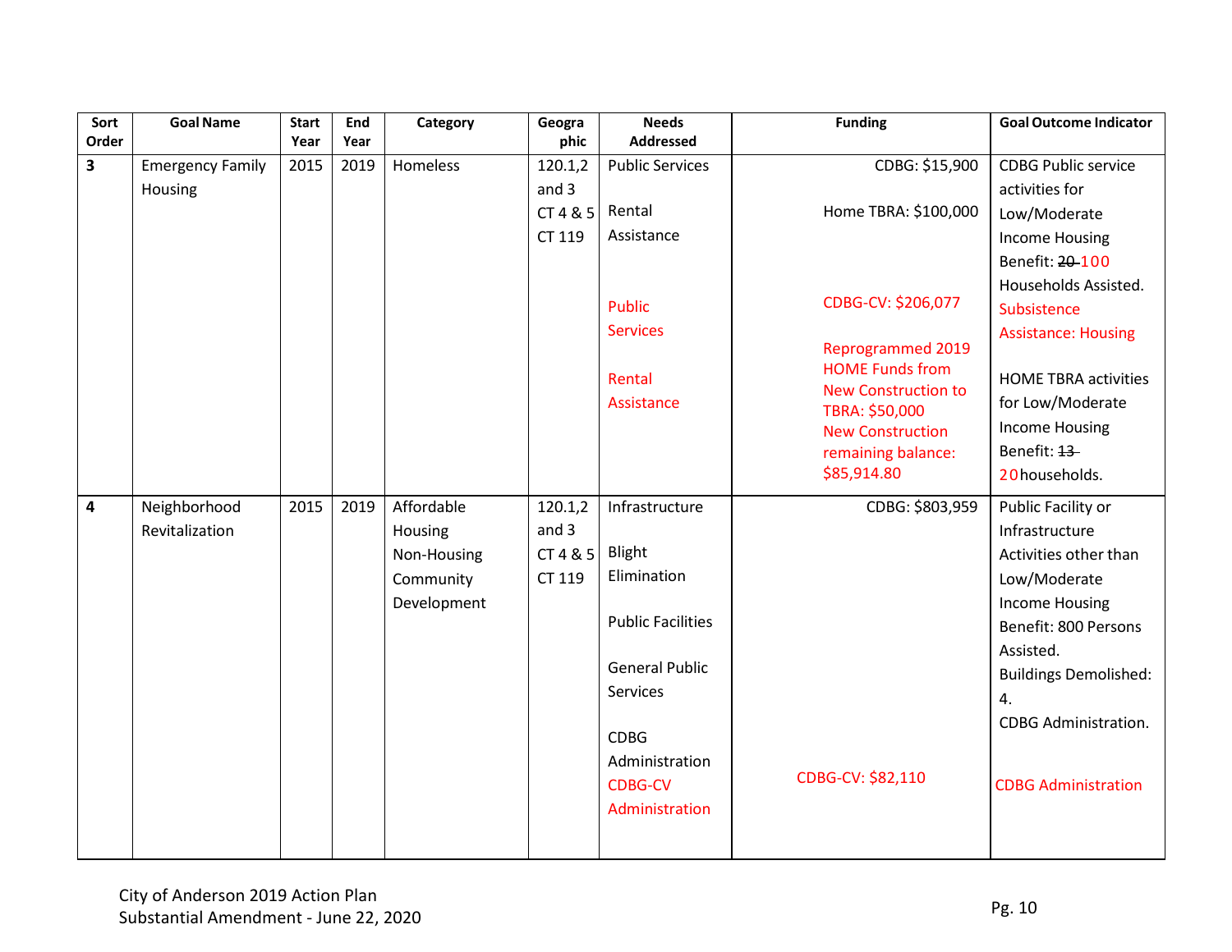| Sort Order | Goal Name | Start Year | End Year | Category | Geographic | Needs Addressed | Funding | Goal Outcome Indicator |
|---|---|---|---|---|---|---|---|---|
| **3** | Emergency Family Housing | 2015 | 2019 | Homeless | 120.1,2 and 3<br>CT 4 & 5<br>CT 119 | Public Services<br><br>Rental Assistance<br><br>Public Services<br><br>Rental Assistance | CDBG: $15,900<br><br>Home TBRA: $100,000<br><br>CDBG-CV: $206,077<br><br>Reprogrammed 2019 HOME Funds from New Construction to TBRA: $50,000<br>New Construction remaining balance: $85,914.80 | CDBG Public service activities for Low/Moderate Income Housing Benefit: ~~20~~ 100 Households Assisted. Subsistence Assistance: Housing<br><br>HOME TBRA activities for Low/Moderate Income Housing Benefit: ~~13~~ 20 households. |
| **4** | Neighborhood Revitalization | 2015 | 2019 | Affordable Housing<br>Non-Housing Community Development | 120.1,2 and 3<br>CT 4 & 5<br>CT 119 | Infrastructure<br><br>Blight Elimination<br><br>Public Facilities<br><br>General Public Services<br><br>CDBG Administration<br>CDBG-CV Administration | CDBG: $803,959<br><br>CDBG-CV: $82,110 | Public Facility or Infrastructure Activities other than Low/Moderate Income Housing Benefit: 800 Persons Assisted.<br>Buildings Demolished: 4.<br>CDBG Administration.<br><br>CDBG Administration |

City of Anderson 2019 Action Plan
Substantial Amendment - June 22, 2020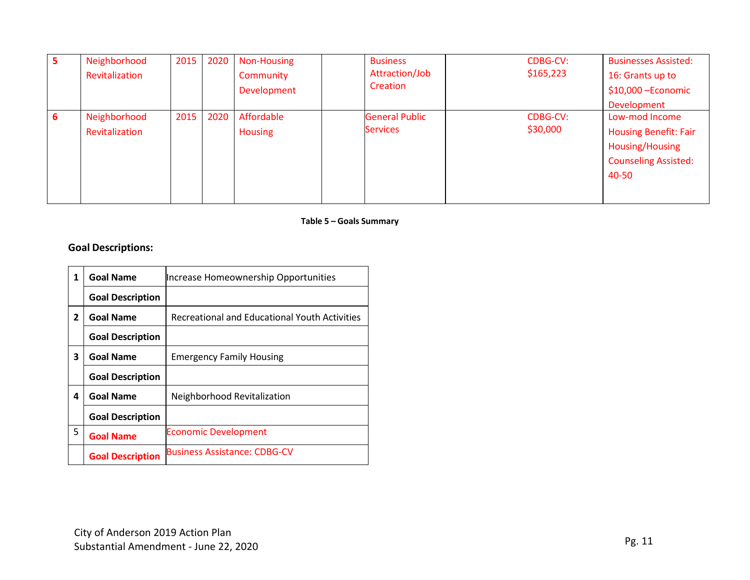| 5 | Neighborhood Revitalization | 2015 | 2020 | Non-Housing Community Development | | Business Attraction/Job Creation | CDBG-CV: $165,223 | Businesses Assisted: 16: Grants up to $10,000 –Economic Development |
|---|---|---|---|---|---|---|---|---|
| 6 | Neighborhood Revitalization | 2015 | 2020 | Affordable Housing | | General Public Services | CDBG-CV: $30,000 | Low-mod Income Housing Benefit: Fair Housing/Housing Counseling Assisted: 40-50 |

**Table 5 – Goals Summary**

## Goal Descriptions:

| | | |
|---|---|---|
| 1 | **Goal Name** | Increase Homeownership Opportunities |
| | **Goal Description** | |
| 2 | **Goal Name** | Recreational and Educational Youth Activities |
| | **Goal Description** | |
| 3 | **Goal Name** | Emergency Family Housing |
| | **Goal Description** | |
| 4 | **Goal Name** | Neighborhood Revitalization |
| | **Goal Description** | |
| 5 | **Goal Name** | Economic Development |
| | **Goal Description** | Business Assistance: CDBG-CV |

City of Anderson 2019 Action Plan
Substantial Amendment - June 22, 2020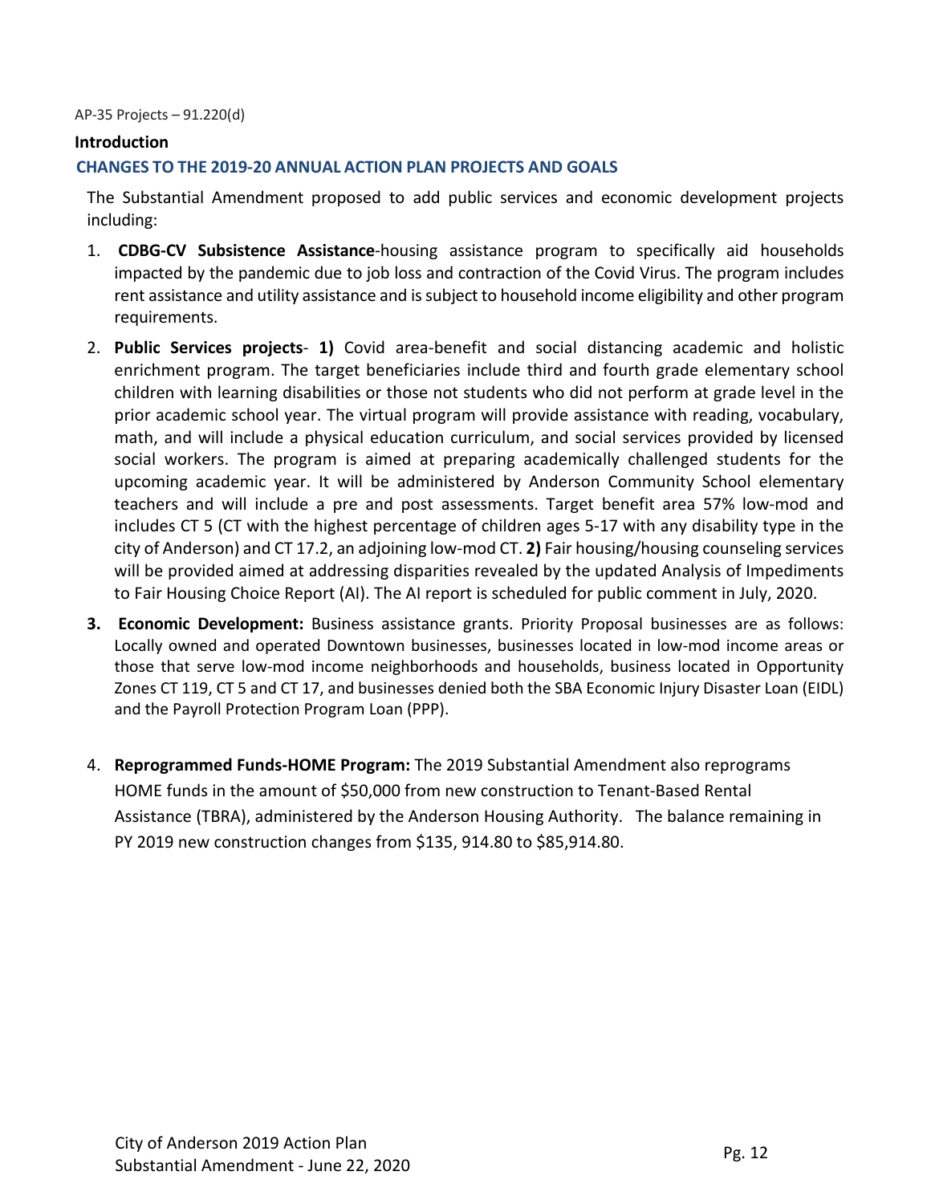AP-35 Projects – 91.220(d)

## Introduction

### CHANGES TO THE 2019-20 ANNUAL ACTION PLAN PROJECTS AND GOALS

The Substantial Amendment proposed to add public services and economic development projects including:

1. **CDBG-CV Subsistence Assistance**-housing assistance program to specifically aid households impacted by the pandemic due to job loss and contraction of the Covid Virus. The program includes rent assistance and utility assistance and is subject to household income eligibility and other program requirements.
2. **Public Services projects**- **1)** Covid area-benefit and social distancing academic and holistic enrichment program. The target beneficiaries include third and fourth grade elementary school children with learning disabilities or those not students who did not perform at grade level in the prior academic school year. The virtual program will provide assistance with reading, vocabulary, math, and will include a physical education curriculum, and social services provided by licensed social workers. The program is aimed at preparing academically challenged students for the upcoming academic year. It will be administered by Anderson Community School elementary teachers and will include a pre and post assessments. Target benefit area 57% low-mod and includes CT 5 (CT with the highest percentage of children ages 5-17 with any disability type in the city of Anderson) and CT 17.2, an adjoining low-mod CT. **2)** Fair housing/housing counseling services will be provided aimed at addressing disparities revealed by the updated Analysis of Impediments to Fair Housing Choice Report (AI). The AI report is scheduled for public comment in July, 2020.
3. **Economic Development:** Business assistance grants. Priority Proposal businesses are as follows: Locally owned and operated Downtown businesses, businesses located in low-mod income areas or those that serve low-mod income neighborhoods and households, business located in Opportunity Zones CT 119, CT 5 and CT 17, and businesses denied both the SBA Economic Injury Disaster Loan (EIDL) and the Payroll Protection Program Loan (PPP).
4. **Reprogrammed Funds-HOME Program:** The 2019 Substantial Amendment also reprograms HOME funds in the amount of $50,000 from new construction to Tenant-Based Rental Assistance (TBRA), administered by the Anderson Housing Authority. The balance remaining in PY 2019 new construction changes from $135, 914.80 to $85,914.80.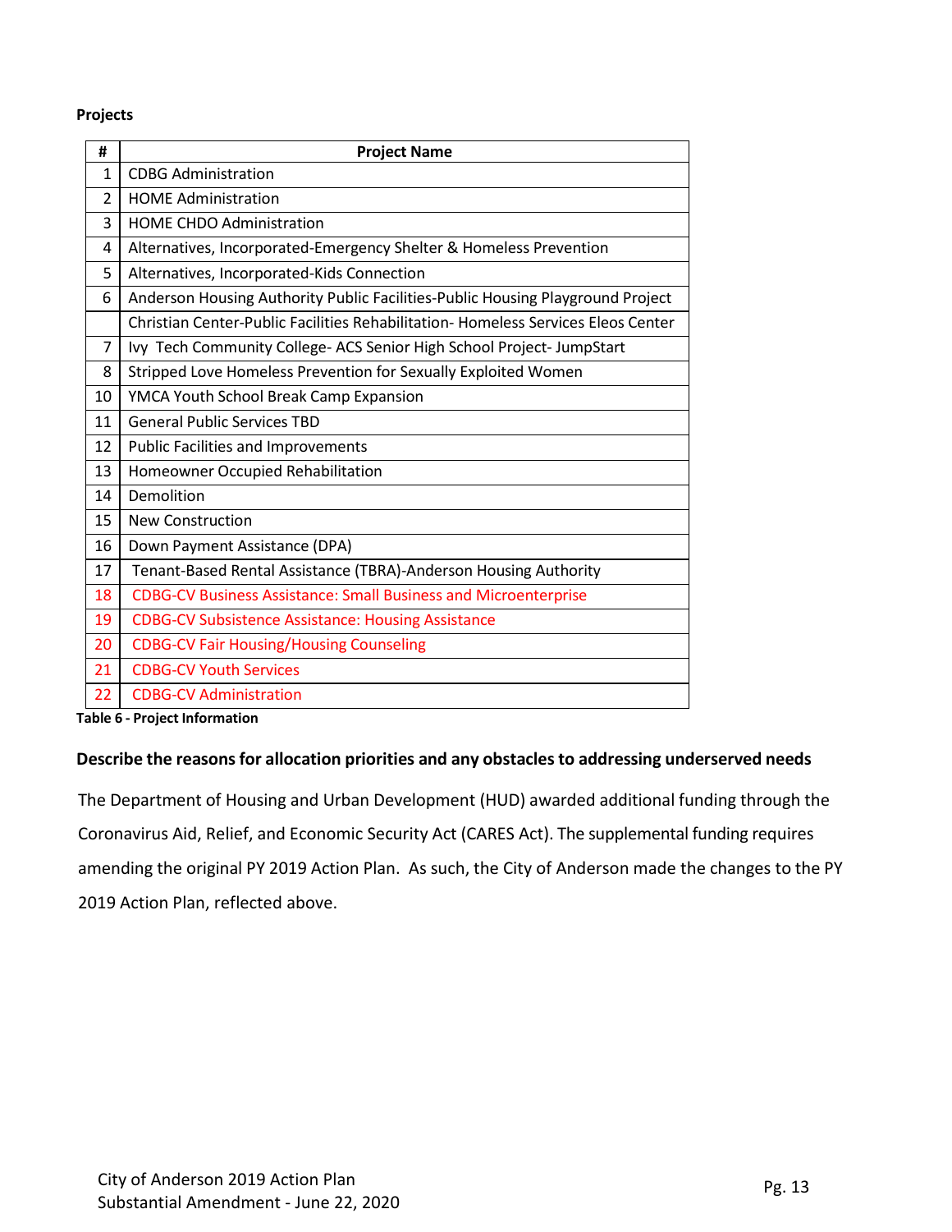**Projects**

| # | Project Name |
|---|---|
| 1 | CDBG Administration |
| 2 | HOME Administration |
| 3 | HOME CHDO Administration |
| 4 | Alternatives, Incorporated-Emergency Shelter & Homeless Prevention |
| 5 | Alternatives, Incorporated-Kids Connection |
| 6 | Anderson Housing Authority Public Facilities-Public Housing Playground Project |
| | Christian Center-Public Facilities Rehabilitation- Homeless Services Eleos Center |
| 7 | Ivy Tech Community College- ACS Senior High School Project- JumpStart |
| 8 | Stripped Love Homeless Prevention for Sexually Exploited Women |
| 10 | YMCA Youth School Break Camp Expansion |
| 11 | General Public Services TBD |
| 12 | Public Facilities and Improvements |
| 13 | Homeowner Occupied Rehabilitation |
| 14 | Demolition |
| 15 | New Construction |
| 16 | Down Payment Assistance (DPA) |
| 17 | Tenant-Based Rental Assistance (TBRA)-Anderson Housing Authority |
| 18 | CDBG-CV Business Assistance: Small Business and Microenterprise |
| 19 | CDBG-CV Subsistence Assistance: Housing Assistance |
| 20 | CDBG-CV Fair Housing/Housing Counseling |
| 21 | CDBG-CV Youth Services |
| 22 | CDBG-CV Administration |

**Table 6 - Project Information**

**Describe the reasons for allocation priorities and any obstacles to addressing underserved needs**

The Department of Housing and Urban Development (HUD) awarded additional funding through the Coronavirus Aid, Relief, and Economic Security Act (CARES Act). The supplemental funding requires amending the original PY 2019 Action Plan. As such, the City of Anderson made the changes to the PY 2019 Action Plan, reflected above.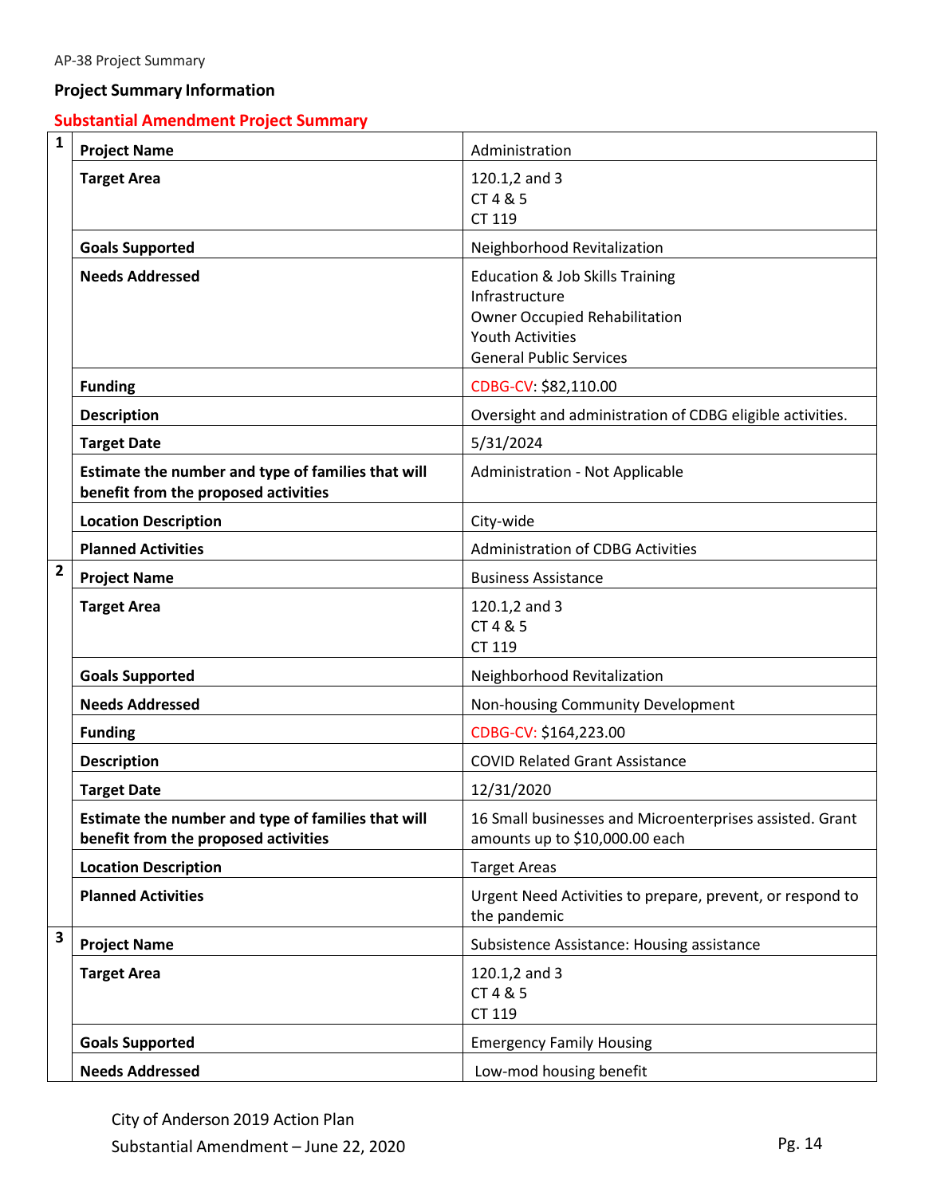AP-38 Project Summary

**Project Summary Information**

**Substantial Amendment Project Summary**

| # | Field | Information |
|---|---|---|
| 1 | **Project Name** | Administration |
| | **Target Area** | 120.1,2 and 3<br>CT 4 & 5<br>CT 119 |
| | **Goals Supported** | Neighborhood Revitalization |
| | **Needs Addressed** | Education & Job Skills Training<br>Infrastructure<br>Owner Occupied Rehabilitation<br>Youth Activities<br>General Public Services |
| | **Funding** | CDBG-CV: $82,110.00 |
| | **Description** | Oversight and administration of CDBG eligible activities. |
| | **Target Date** | 5/31/2024 |
| | **Estimate the number and type of families that will benefit from the proposed activities** | Administration - Not Applicable |
| | **Location Description** | City-wide |
| | **Planned Activities** | Administration of CDBG Activities |
| 2 | **Project Name** | Business Assistance |
| | **Target Area** | 120.1,2 and 3<br>CT 4 & 5<br>CT 119 |
| | **Goals Supported** | Neighborhood Revitalization |
| | **Needs Addressed** | Non-housing Community Development |
| | **Funding** | CDBG-CV: $164,223.00 |
| | **Description** | COVID Related Grant Assistance |
| | **Target Date** | 12/31/2020 |
| | **Estimate the number and type of families that will benefit from the proposed activities** | 16 Small businesses and Microenterprises assisted. Grant amounts up to $10,000.00 each |
| | **Location Description** | Target Areas |
| | **Planned Activities** | Urgent Need Activities to prepare, prevent, or respond to the pandemic |
| 3 | **Project Name** | Subsistence Assistance: Housing assistance |
| | **Target Area** | 120.1,2 and 3<br>CT 4 & 5<br>CT 119 |
| | **Goals Supported** | Emergency Family Housing |
| | **Needs Addressed** | Low-mod housing benefit |

City of Anderson 2019 Action Plan
Substantial Amendment – June 22, 2020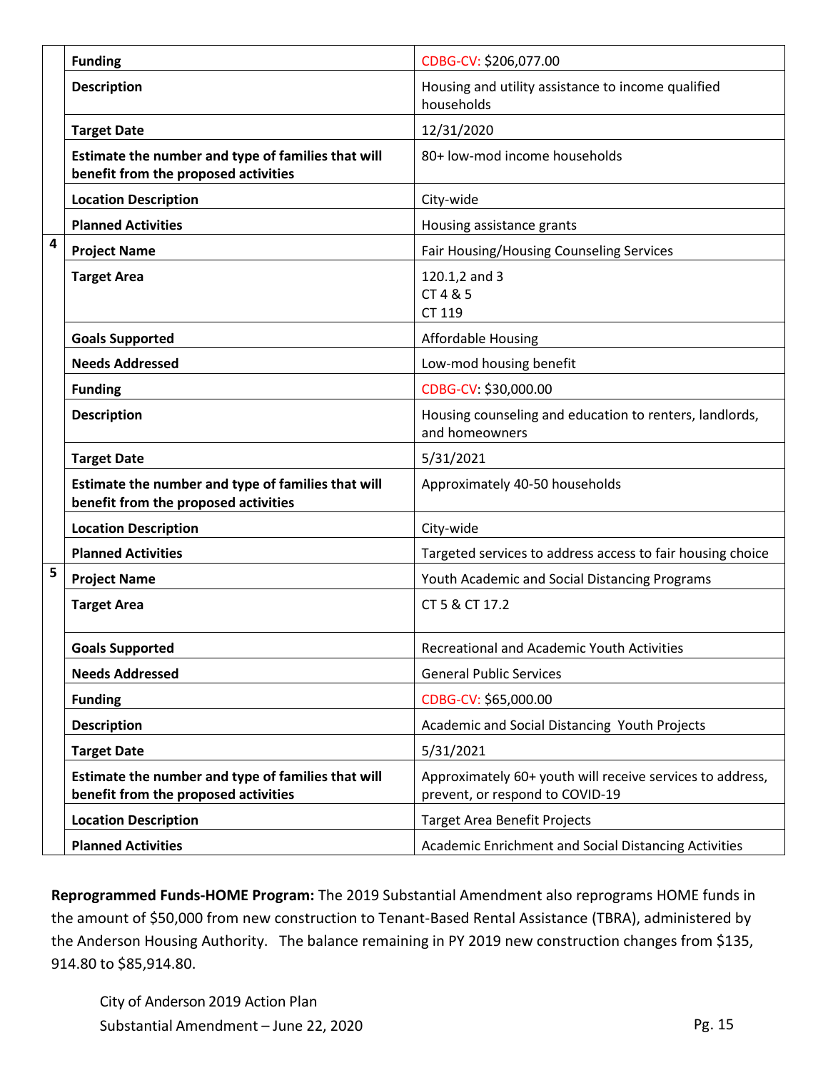| | | |
|---|---|---|
| | **Funding** | CDBG-CV: $206,077.00 |
| | **Description** | Housing and utility assistance to income qualified households |
| | **Target Date** | 12/31/2020 |
| | **Estimate the number and type of families that will benefit from the proposed activities** | 80+ low-mod income households |
| | **Location Description** | City-wide |
| | **Planned Activities** | Housing assistance grants |
| **4** | **Project Name** | Fair Housing/Housing Counseling Services |
| | **Target Area** | 120.1,2 and 3<br>CT 4 & 5<br>CT 119 |
| | **Goals Supported** | Affordable Housing |
| | **Needs Addressed** | Low-mod housing benefit |
| | **Funding** | CDBG-CV: $30,000.00 |
| | **Description** | Housing counseling and education to renters, landlords, and homeowners |
| | **Target Date** | 5/31/2021 |
| | **Estimate the number and type of families that will benefit from the proposed activities** | Approximately 40-50 households |
| | **Location Description** | City-wide |
| | **Planned Activities** | Targeted services to address access to fair housing choice |
| **5** | **Project Name** | Youth Academic and Social Distancing Programs |
| | **Target Area** | CT 5 & CT 17.2 |
| | **Goals Supported** | Recreational and Academic Youth Activities |
| | **Needs Addressed** | General Public Services |
| | **Funding** | CDBG-CV: $65,000.00 |
| | **Description** | Academic and Social Distancing Youth Projects |
| | **Target Date** | 5/31/2021 |
| | **Estimate the number and type of families that will benefit from the proposed activities** | Approximately 60+ youth will receive services to address, prevent, or respond to COVID-19 |
| | **Location Description** | Target Area Benefit Projects |
| | **Planned Activities** | Academic Enrichment and Social Distancing Activities |

**Reprogrammed Funds-HOME Program:** The 2019 Substantial Amendment also reprograms HOME funds in the amount of $50,000 from new construction to Tenant-Based Rental Assistance (TBRA), administered by the Anderson Housing Authority. The balance remaining in PY 2019 new construction changes from $135, 914.80 to $85,914.80.

City of Anderson 2019 Action Plan
Substantial Amendment – June 22, 2020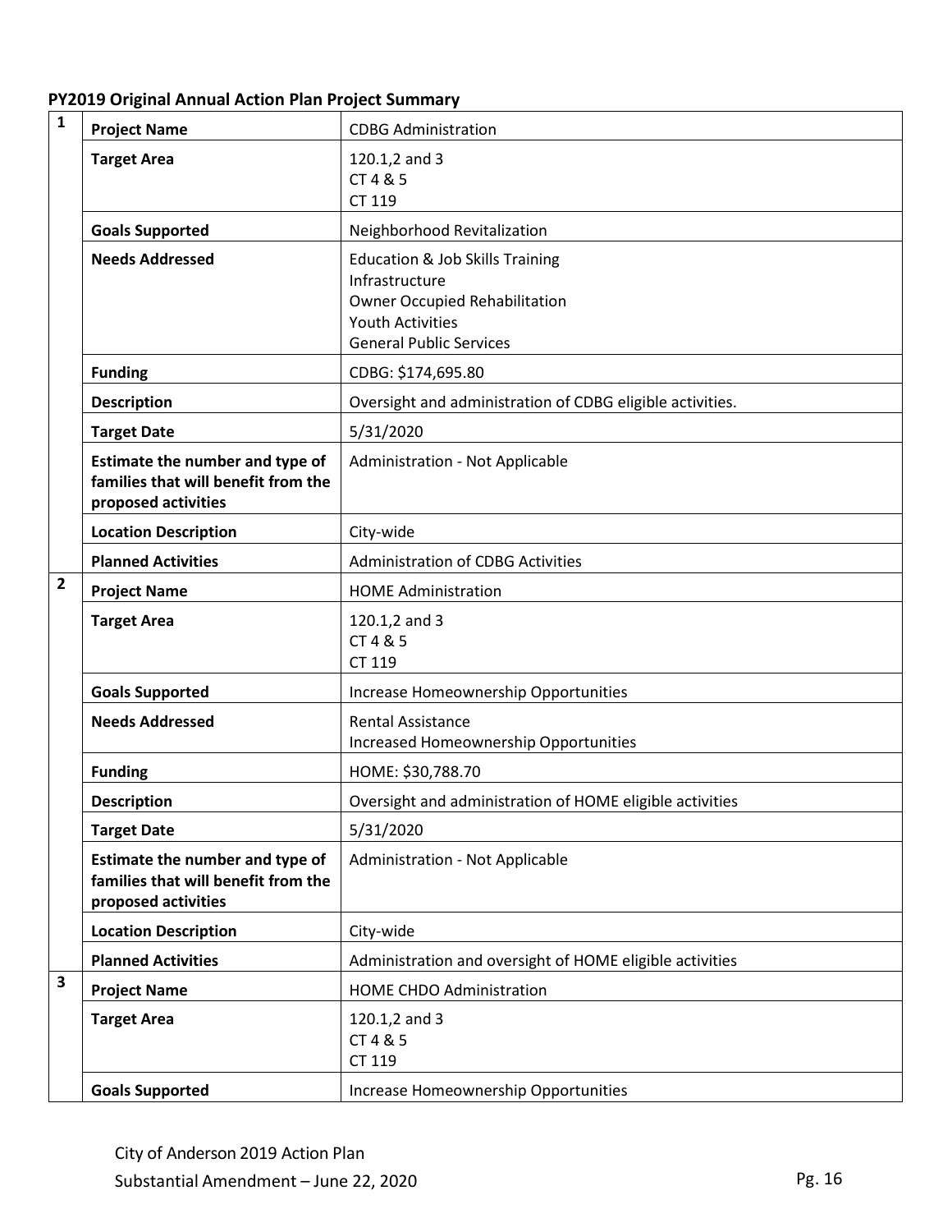**PY2019 Original Annual Action Plan Project Summary**

| | | |
|---|---|---|
| 1 | **Project Name** | CDBG Administration |
| | **Target Area** | 120.1,2 and 3<br>CT 4 & 5<br>CT 119 |
| | **Goals Supported** | Neighborhood Revitalization |
| | **Needs Addressed** | Education & Job Skills Training<br>Infrastructure<br>Owner Occupied Rehabilitation<br>Youth Activities<br>General Public Services |
| | **Funding** | CDBG: $174,695.80 |
| | **Description** | Oversight and administration of CDBG eligible activities. |
| | **Target Date** | 5/31/2020 |
| | **Estimate the number and type of families that will benefit from the proposed activities** | Administration - Not Applicable |
| | **Location Description** | City-wide |
| | **Planned Activities** | Administration of CDBG Activities |
| 2 | **Project Name** | HOME Administration |
| | **Target Area** | 120.1,2 and 3<br>CT 4 & 5<br>CT 119 |
| | **Goals Supported** | Increase Homeownership Opportunities |
| | **Needs Addressed** | Rental Assistance<br>Increased Homeownership Opportunities |
| | **Funding** | HOME: $30,788.70 |
| | **Description** | Oversight and administration of HOME eligible activities |
| | **Target Date** | 5/31/2020 |
| | **Estimate the number and type of families that will benefit from the proposed activities** | Administration - Not Applicable |
| | **Location Description** | City-wide |
| | **Planned Activities** | Administration and oversight of HOME eligible activities |
| 3 | **Project Name** | HOME CHDO Administration |
| | **Target Area** | 120.1,2 and 3<br>CT 4 & 5<br>CT 119 |
| | **Goals Supported** | Increase Homeownership Opportunities |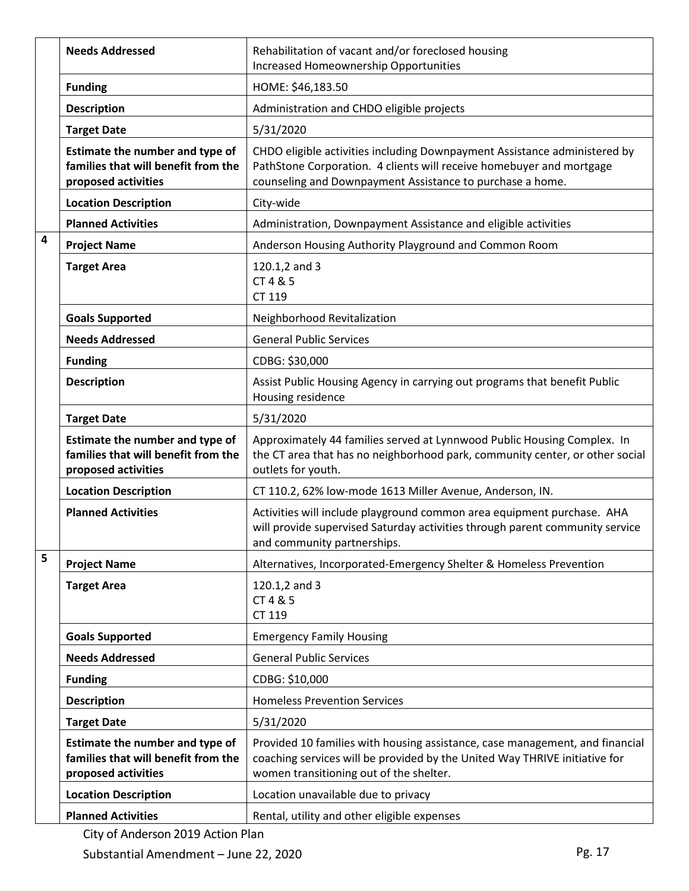| | | |
|---|---|---|
| | **Needs Addressed** | Rehabilitation of vacant and/or foreclosed housing<br>Increased Homeownership Opportunities |
| | **Funding** | HOME: $46,183.50 |
| | **Description** | Administration and CHDO eligible projects |
| | **Target Date** | 5/31/2020 |
| | **Estimate the number and type of families that will benefit from the proposed activities** | CHDO eligible activities including Downpayment Assistance administered by PathStone Corporation. 4 clients will receive homebuyer and mortgage counseling and Downpayment Assistance to purchase a home. |
| | **Location Description** | City-wide |
| | **Planned Activities** | Administration, Downpayment Assistance and eligible activities |
| **4** | **Project Name** | Anderson Housing Authority Playground and Common Room |
| | **Target Area** | 120.1,2 and 3<br>CT 4 & 5<br>CT 119 |
| | **Goals Supported** | Neighborhood Revitalization |
| | **Needs Addressed** | General Public Services |
| | **Funding** | CDBG: $30,000 |
| | **Description** | Assist Public Housing Agency in carrying out programs that benefit Public Housing residence |
| | **Target Date** | 5/31/2020 |
| | **Estimate the number and type of families that will benefit from the proposed activities** | Approximately 44 families served at Lynnwood Public Housing Complex. In the CT area that has no neighborhood park, community center, or other social outlets for youth. |
| | **Location Description** | CT 110.2, 62% low-mode 1613 Miller Avenue, Anderson, IN. |
| | **Planned Activities** | Activities will include playground common area equipment purchase. AHA will provide supervised Saturday activities through parent community service and community partnerships. |
| **5** | **Project Name** | Alternatives, Incorporated-Emergency Shelter & Homeless Prevention |
| | **Target Area** | 120.1,2 and 3<br>CT 4 & 5<br>CT 119 |
| | **Goals Supported** | Emergency Family Housing |
| | **Needs Addressed** | General Public Services |
| | **Funding** | CDBG: $10,000 |
| | **Description** | Homeless Prevention Services |
| | **Target Date** | 5/31/2020 |
| | **Estimate the number and type of families that will benefit from the proposed activities** | Provided 10 families with housing assistance, case management, and financial coaching services will be provided by the United Way THRIVE initiative for women transitioning out of the shelter. |
| | **Location Description** | Location unavailable due to privacy |
| | **Planned Activities** | Rental, utility and other eligible expenses |

City of Anderson 2019 Action Plan
Substantial Amendment – June 22, 2020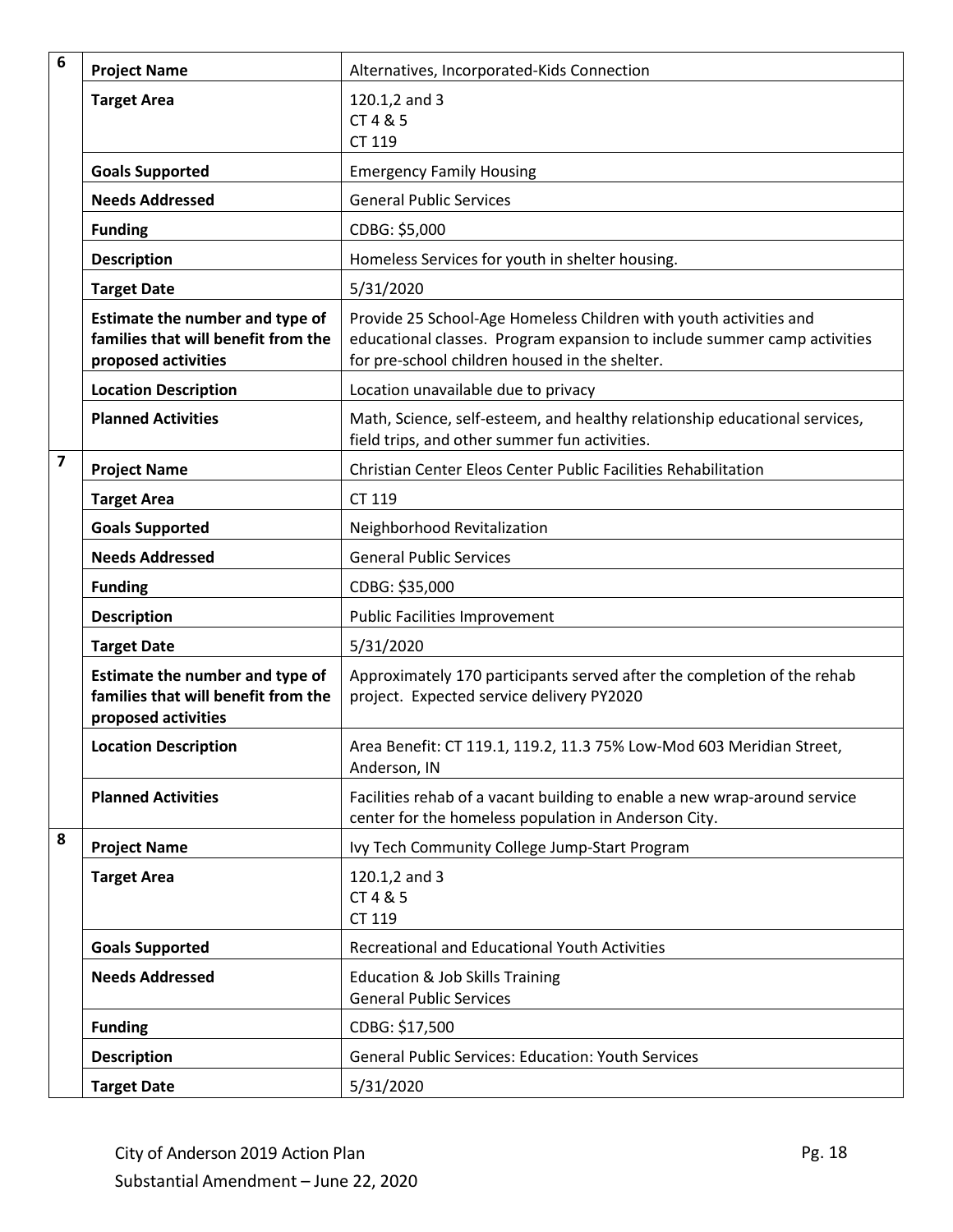| | | |
|---|---|---|
| 6 | **Project Name** | Alternatives, Incorporated-Kids Connection |
| | **Target Area** | 120.1,2 and 3<br>CT 4 & 5<br>CT 119 |
| | **Goals Supported** | Emergency Family Housing |
| | **Needs Addressed** | General Public Services |
| | **Funding** | CDBG: $5,000 |
| | **Description** | Homeless Services for youth in shelter housing. |
| | **Target Date** | 5/31/2020 |
| | **Estimate the number and type of families that will benefit from the proposed activities** | Provide 25 School-Age Homeless Children with youth activities and educational classes. Program expansion to include summer camp activities for pre-school children housed in the shelter. |
| | **Location Description** | Location unavailable due to privacy |
| | **Planned Activities** | Math, Science, self-esteem, and healthy relationship educational services, field trips, and other summer fun activities. |
| 7 | **Project Name** | Christian Center Eleos Center Public Facilities Rehabilitation |
| | **Target Area** | CT 119 |
| | **Goals Supported** | Neighborhood Revitalization |
| | **Needs Addressed** | General Public Services |
| | **Funding** | CDBG: $35,000 |
| | **Description** | Public Facilities Improvement |
| | **Target Date** | 5/31/2020 |
| | **Estimate the number and type of families that will benefit from the proposed activities** | Approximately 170 participants served after the completion of the rehab project. Expected service delivery PY2020 |
| | **Location Description** | Area Benefit: CT 119.1, 119.2, 11.3 75% Low-Mod 603 Meridian Street, Anderson, IN |
| | **Planned Activities** | Facilities rehab of a vacant building to enable a new wrap-around service center for the homeless population in Anderson City. |
| 8 | **Project Name** | Ivy Tech Community College Jump-Start Program |
| | **Target Area** | 120.1,2 and 3<br>CT 4 & 5<br>CT 119 |
| | **Goals Supported** | Recreational and Educational Youth Activities |
| | **Needs Addressed** | Education & Job Skills Training<br>General Public Services |
| | **Funding** | CDBG: $17,500 |
| | **Description** | General Public Services: Education: Youth Services |
| | **Target Date** | 5/31/2020 |

City of Anderson 2019 Action Plan
Substantial Amendment – June 22, 2020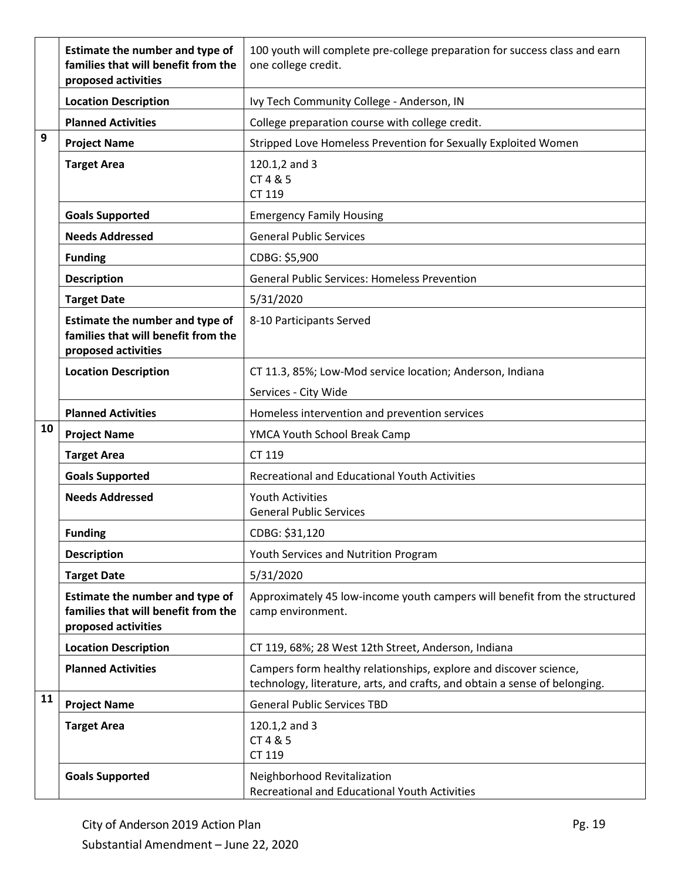| | | |
|---|---|---|
| | **Estimate the number and type of families that will benefit from the proposed activities** | 100 youth will complete pre-college preparation for success class and earn one college credit. |
| | **Location Description** | Ivy Tech Community College - Anderson, IN |
| | **Planned Activities** | College preparation course with college credit. |
| **9** | **Project Name** | Stripped Love Homeless Prevention for Sexually Exploited Women |
| | **Target Area** | 120.1,2 and 3<br>CT 4 & 5<br>CT 119 |
| | **Goals Supported** | Emergency Family Housing |
| | **Needs Addressed** | General Public Services |
| | **Funding** | CDBG: $5,900 |
| | **Description** | General Public Services: Homeless Prevention |
| | **Target Date** | 5/31/2020 |
| | **Estimate the number and type of families that will benefit from the proposed activities** | 8-10 Participants Served |
| | **Location Description** | CT 11.3, 85%; Low-Mod service location; Anderson, Indiana<br>Services - City Wide |
| | **Planned Activities** | Homeless intervention and prevention services |
| **10** | **Project Name** | YMCA Youth School Break Camp |
| | **Target Area** | CT 119 |
| | **Goals Supported** | Recreational and Educational Youth Activities |
| | **Needs Addressed** | Youth Activities<br>General Public Services |
| | **Funding** | CDBG: $31,120 |
| | **Description** | Youth Services and Nutrition Program |
| | **Target Date** | 5/31/2020 |
| | **Estimate the number and type of families that will benefit from the proposed activities** | Approximately 45 low-income youth campers will benefit from the structured camp environment. |
| | **Location Description** | CT 119, 68%; 28 West 12th Street, Anderson, Indiana |
| | **Planned Activities** | Campers form healthy relationships, explore and discover science, technology, literature, arts, and crafts, and obtain a sense of belonging. |
| **11** | **Project Name** | General Public Services TBD |
| | **Target Area** | 120.1,2 and 3<br>CT 4 & 5<br>CT 119 |
| | **Goals Supported** | Neighborhood Revitalization<br>Recreational and Educational Youth Activities |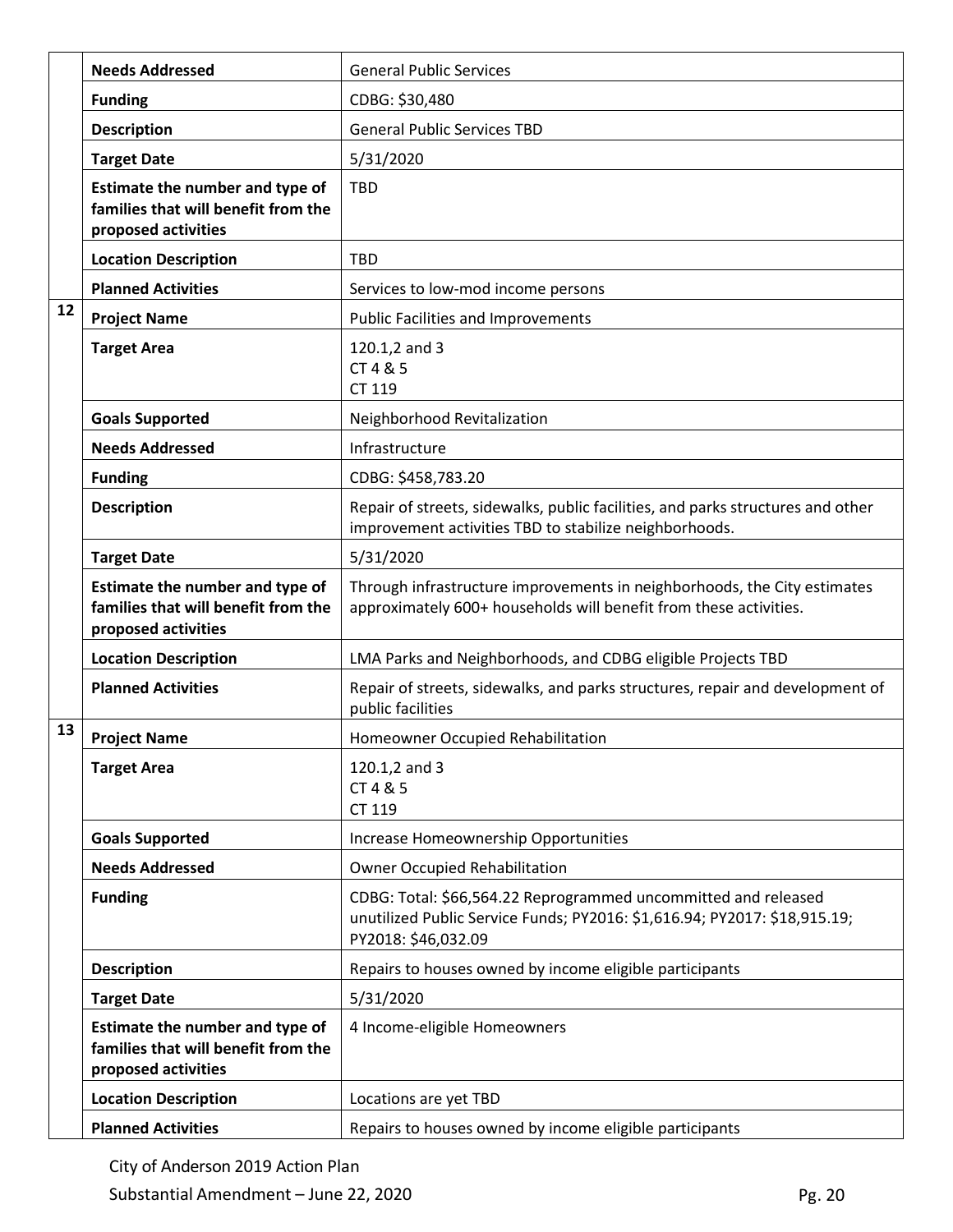| | | |
|---|---|---|
| | **Needs Addressed** | General Public Services |
| | **Funding** | CDBG: $30,480 |
| | **Description** | General Public Services TBD |
| | **Target Date** | 5/31/2020 |
| | **Estimate the number and type of families that will benefit from the proposed activities** | TBD |
| | **Location Description** | TBD |
| | **Planned Activities** | Services to low-mod income persons |
| 12 | **Project Name** | Public Facilities and Improvements |
| | **Target Area** | 120.1,2 and 3<br>CT 4 & 5<br>CT 119 |
| | **Goals Supported** | Neighborhood Revitalization |
| | **Needs Addressed** | Infrastructure |
| | **Funding** | CDBG: $458,783.20 |
| | **Description** | Repair of streets, sidewalks, public facilities, and parks structures and other improvement activities TBD to stabilize neighborhoods. |
| | **Target Date** | 5/31/2020 |
| | **Estimate the number and type of families that will benefit from the proposed activities** | Through infrastructure improvements in neighborhoods, the City estimates approximately 600+ households will benefit from these activities. |
| | **Location Description** | LMA Parks and Neighborhoods, and CDBG eligible Projects TBD |
| | **Planned Activities** | Repair of streets, sidewalks, and parks structures, repair and development of public facilities |
| 13 | **Project Name** | Homeowner Occupied Rehabilitation |
| | **Target Area** | 120.1,2 and 3<br>CT 4 & 5<br>CT 119 |
| | **Goals Supported** | Increase Homeownership Opportunities |
| | **Needs Addressed** | Owner Occupied Rehabilitation |
| | **Funding** | CDBG: Total: $66,564.22 Reprogrammed uncommitted and released unutilized Public Service Funds; PY2016: $1,616.94; PY2017: $18,915.19; PY2018: $46,032.09 |
| | **Description** | Repairs to houses owned by income eligible participants |
| | **Target Date** | 5/31/2020 |
| | **Estimate the number and type of families that will benefit from the proposed activities** | 4 Income-eligible Homeowners |
| | **Location Description** | Locations are yet TBD |
| | **Planned Activities** | Repairs to houses owned by income eligible participants |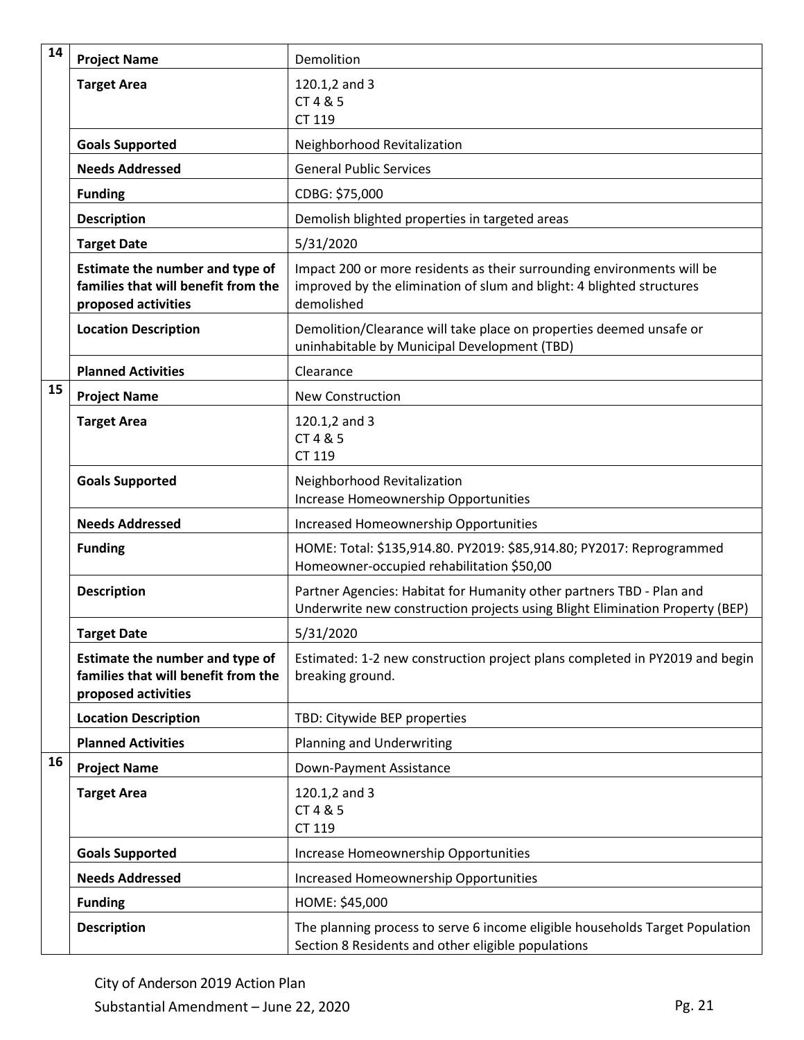| # | Field | Details |
|---|---|---|
| 14 | **Project Name** | Demolition |
| | **Target Area** | 120.1,2 and 3<br>CT 4 & 5<br>CT 119 |
| | **Goals Supported** | Neighborhood Revitalization |
| | **Needs Addressed** | General Public Services |
| | **Funding** | CDBG: $75,000 |
| | **Description** | Demolish blighted properties in targeted areas |
| | **Target Date** | 5/31/2020 |
| | **Estimate the number and type of families that will benefit from the proposed activities** | Impact 200 or more residents as their surrounding environments will be improved by the elimination of slum and blight: 4 blighted structures demolished |
| | **Location Description** | Demolition/Clearance will take place on properties deemed unsafe or uninhabitable by Municipal Development (TBD) |
| | **Planned Activities** | Clearance |
| 15 | **Project Name** | New Construction |
| | **Target Area** | 120.1,2 and 3<br>CT 4 & 5<br>CT 119 |
| | **Goals Supported** | Neighborhood Revitalization<br>Increase Homeownership Opportunities |
| | **Needs Addressed** | Increased Homeownership Opportunities |
| | **Funding** | HOME: Total: $135,914.80. PY2019: $85,914.80; PY2017: Reprogrammed Homeowner-occupied rehabilitation $50,00 |
| | **Description** | Partner Agencies: Habitat for Humanity other partners TBD - Plan and Underwrite new construction projects using Blight Elimination Property (BEP) |
| | **Target Date** | 5/31/2020 |
| | **Estimate the number and type of families that will benefit from the proposed activities** | Estimated: 1-2 new construction project plans completed in PY2019 and begin breaking ground. |
| | **Location Description** | TBD: Citywide BEP properties |
| | **Planned Activities** | Planning and Underwriting |
| 16 | **Project Name** | Down-Payment Assistance |
| | **Target Area** | 120.1,2 and 3<br>CT 4 & 5<br>CT 119 |
| | **Goals Supported** | Increase Homeownership Opportunities |
| | **Needs Addressed** | Increased Homeownership Opportunities |
| | **Funding** | HOME: $45,000 |
| | **Description** | The planning process to serve 6 income eligible households Target Population Section 8 Residents and other eligible populations |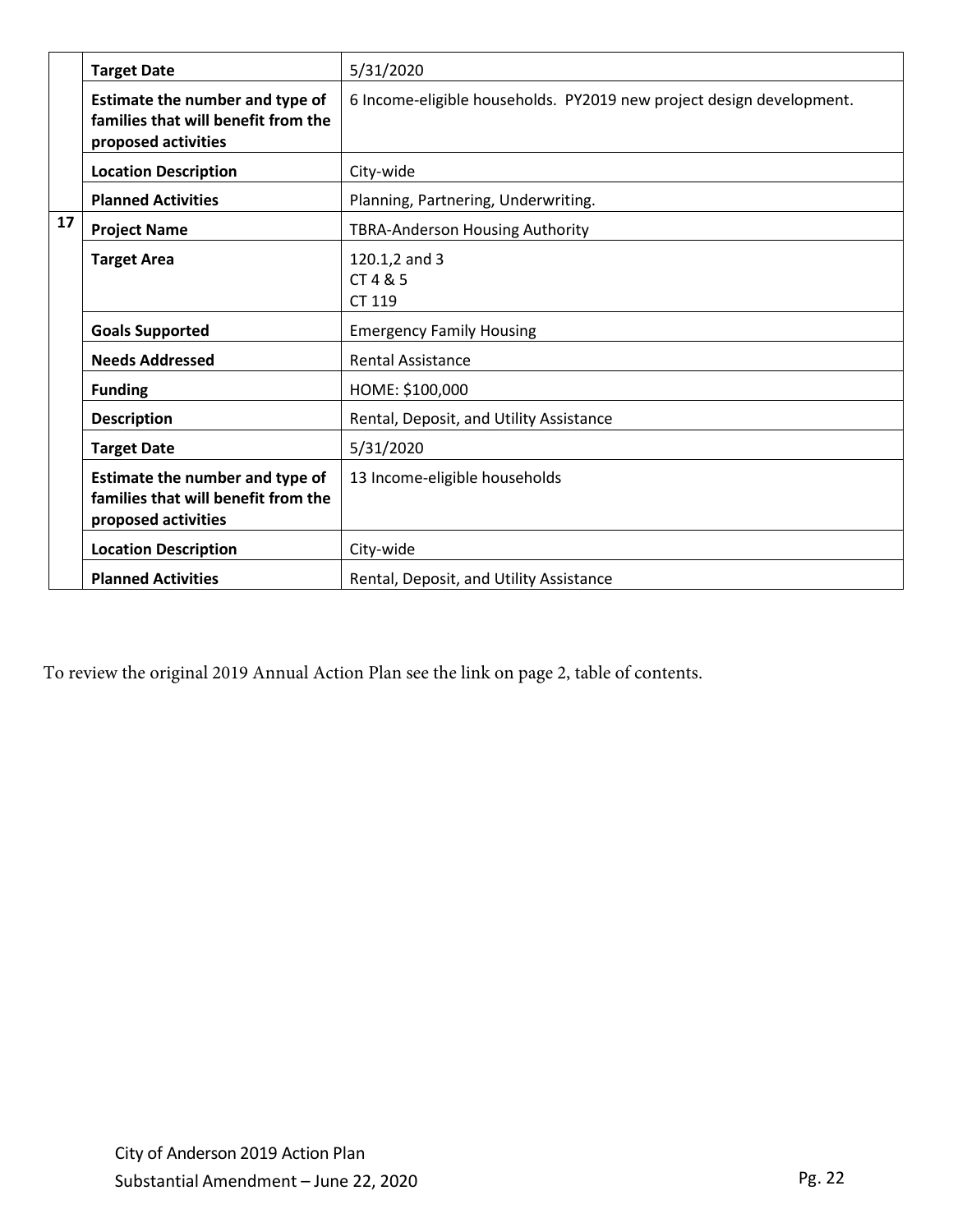| | | |
|---|---|---|
| | **Target Date** | 5/31/2020 |
| | **Estimate the number and type of families that will benefit from the proposed activities** | 6 Income-eligible households. PY2019 new project design development. |
| | **Location Description** | City-wide |
| | **Planned Activities** | Planning, Partnering, Underwriting. |
| **17** | **Project Name** | TBRA-Anderson Housing Authority |
| | **Target Area** | 120.1,2 and 3<br>CT 4 & 5<br>CT 119 |
| | **Goals Supported** | Emergency Family Housing |
| | **Needs Addressed** | Rental Assistance |
| | **Funding** | HOME: $100,000 |
| | **Description** | Rental, Deposit, and Utility Assistance |
| | **Target Date** | 5/31/2020 |
| | **Estimate the number and type of families that will benefit from the proposed activities** | 13 Income-eligible households |
| | **Location Description** | City-wide |
| | **Planned Activities** | Rental, Deposit, and Utility Assistance |

To review the original 2019 Annual Action Plan see the link on page 2, table of contents.